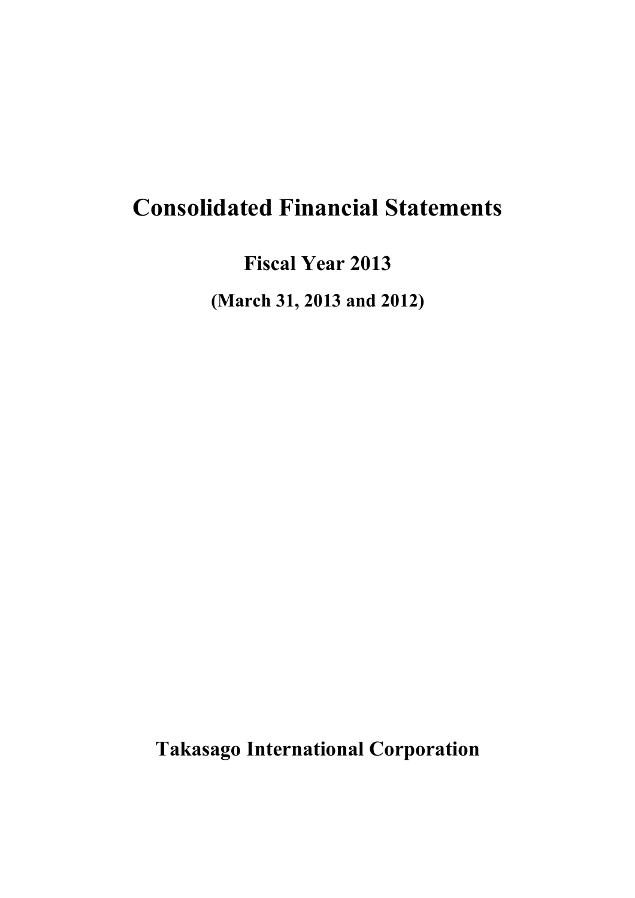# Consolidated Financial Statements

## Fiscal Year 2013

**(March 31, 2013 and 2012)**

**Takasago International Corporation**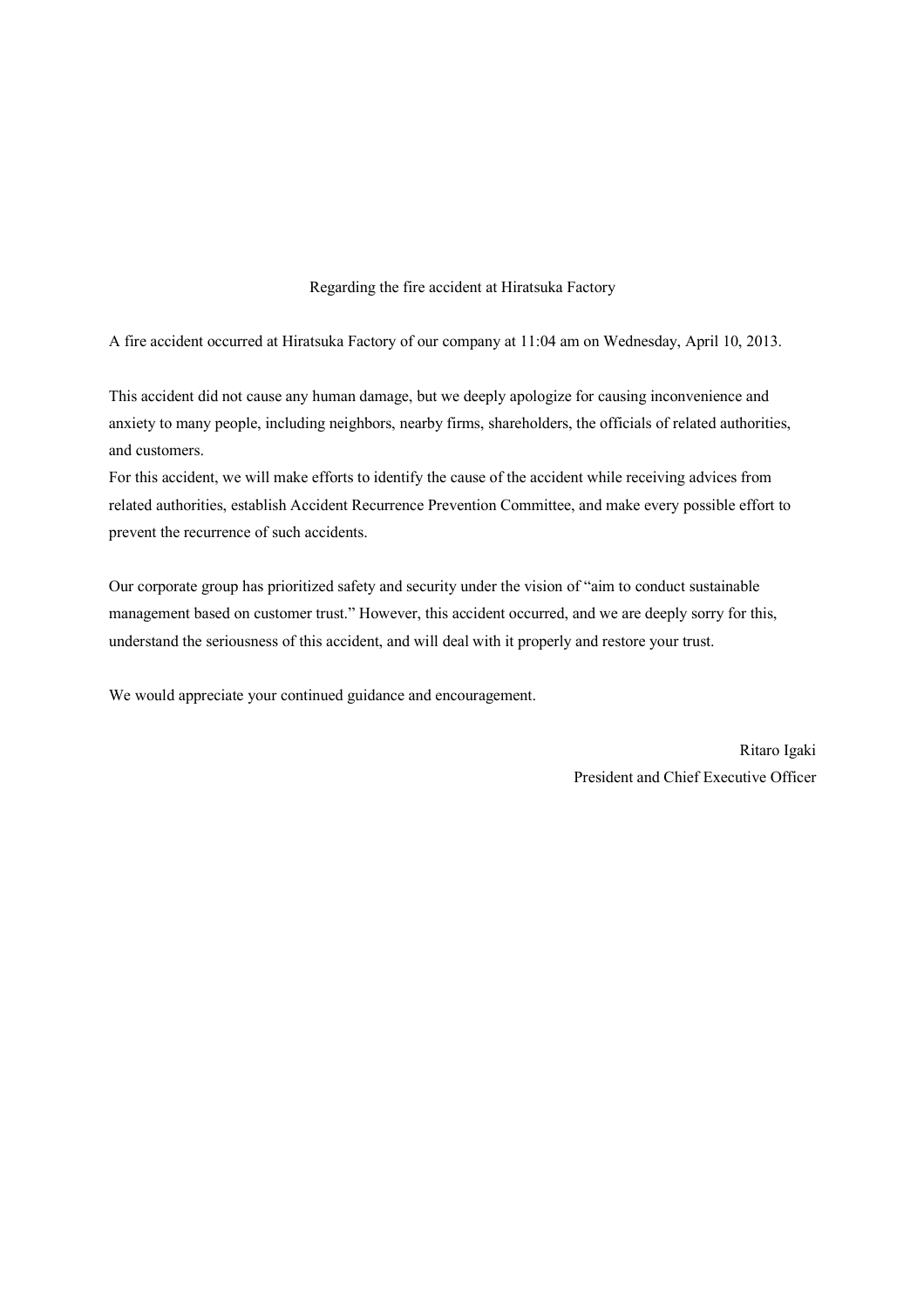## Regarding the fire accident at Hiratsuka Factory

A fire accident occurred at Hiratsuka Factory of our company at 11:04 am on Wednesday, April 10, 2013.

This accident did not cause any human damage, but we deeply apologize for causing inconvenience and anxiety to many people, including neighbors, nearby firms, shareholders, the officials of related authorities, and customers.
For this accident, we will make efforts to identify the cause of the accident while receiving advices from related authorities, establish Accident Recurrence Prevention Committee, and make every possible effort to prevent the recurrence of such accidents.

Our corporate group has prioritized safety and security under the vision of "aim to conduct sustainable management based on customer trust." However, this accident occurred, and we are deeply sorry for this, understand the seriousness of this accident, and will deal with it properly and restore your trust.

We would appreciate your continued guidance and encouragement.

Ritaro Igaki
President and Chief Executive Officer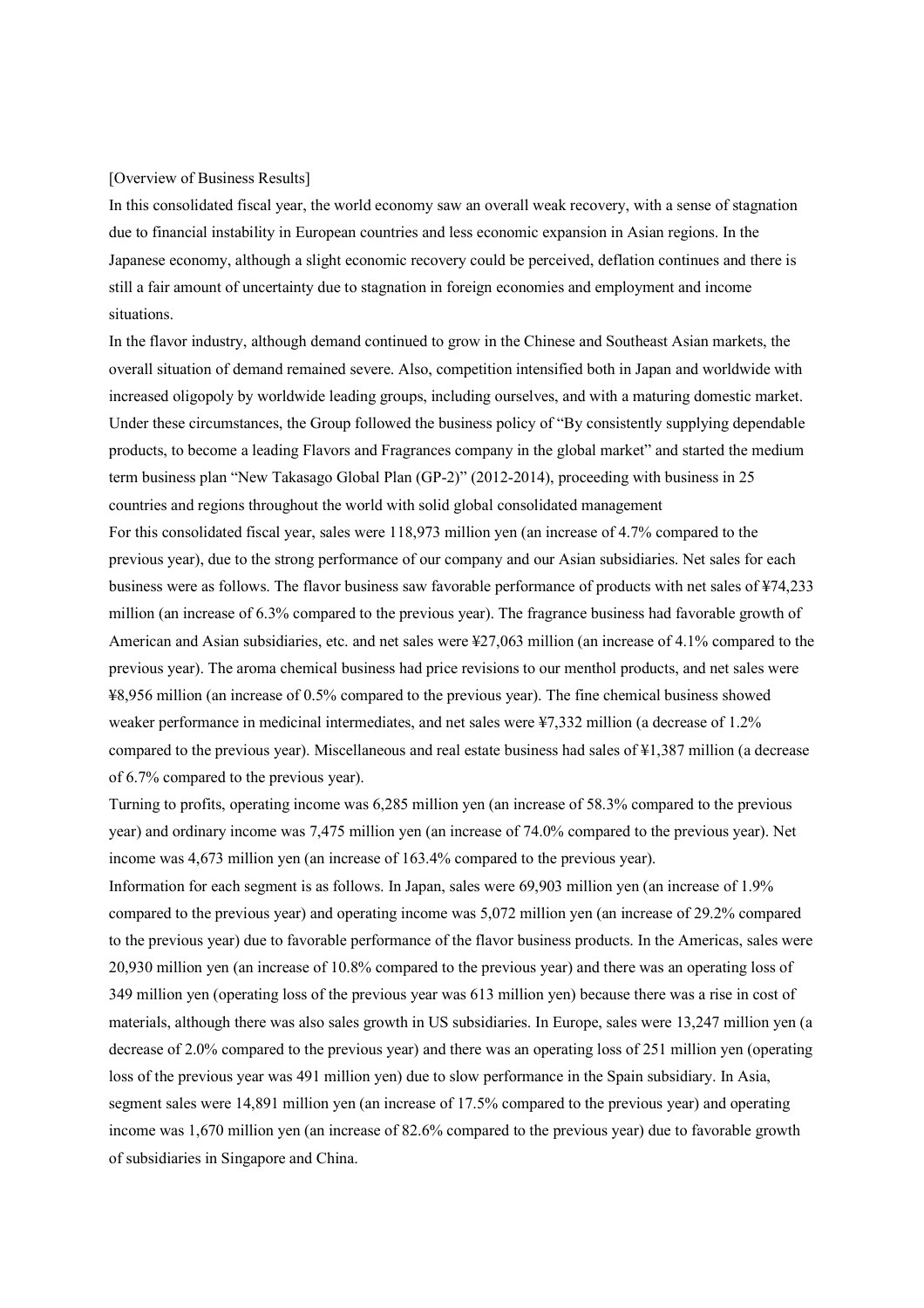[Overview of Business Results]

In this consolidated fiscal year, the world economy saw an overall weak recovery, with a sense of stagnation due to financial instability in European countries and less economic expansion in Asian regions. In the Japanese economy, although a slight economic recovery could be perceived, deflation continues and there is still a fair amount of uncertainty due to stagnation in foreign economies and employment and income situations.

In the flavor industry, although demand continued to grow in the Chinese and Southeast Asian markets, the overall situation of demand remained severe. Also, competition intensified both in Japan and worldwide with increased oligopoly by worldwide leading groups, including ourselves, and with a maturing domestic market. Under these circumstances, the Group followed the business policy of "By consistently supplying dependable products, to become a leading Flavors and Fragrances company in the global market" and started the medium term business plan "New Takasago Global Plan (GP-2)" (2012-2014), proceeding with business in 25 countries and regions throughout the world with solid global consolidated management

For this consolidated fiscal year, sales were 118,973 million yen (an increase of 4.7% compared to the previous year), due to the strong performance of our company and our Asian subsidiaries. Net sales for each business were as follows. The flavor business saw favorable performance of products with net sales of ¥74,233 million (an increase of 6.3% compared to the previous year). The fragrance business had favorable growth of American and Asian subsidiaries, etc. and net sales were ¥27,063 million (an increase of 4.1% compared to the previous year). The aroma chemical business had price revisions to our menthol products, and net sales were ¥8,956 million (an increase of 0.5% compared to the previous year). The fine chemical business showed weaker performance in medicinal intermediates, and net sales were ¥7,332 million (a decrease of 1.2% compared to the previous year). Miscellaneous and real estate business had sales of ¥1,387 million (a decrease of 6.7% compared to the previous year).

Turning to profits, operating income was 6,285 million yen (an increase of 58.3% compared to the previous year) and ordinary income was 7,475 million yen (an increase of 74.0% compared to the previous year). Net income was 4,673 million yen (an increase of 163.4% compared to the previous year).

Information for each segment is as follows. In Japan, sales were 69,903 million yen (an increase of 1.9% compared to the previous year) and operating income was 5,072 million yen (an increase of 29.2% compared to the previous year) due to favorable performance of the flavor business products. In the Americas, sales were 20,930 million yen (an increase of 10.8% compared to the previous year) and there was an operating loss of 349 million yen (operating loss of the previous year was 613 million yen) because there was a rise in cost of materials, although there was also sales growth in US subsidiaries. In Europe, sales were 13,247 million yen (a decrease of 2.0% compared to the previous year) and there was an operating loss of 251 million yen (operating loss of the previous year was 491 million yen) due to slow performance in the Spain subsidiary. In Asia, segment sales were 14,891 million yen (an increase of 17.5% compared to the previous year) and operating income was 1,670 million yen (an increase of 82.6% compared to the previous year) due to favorable growth of subsidiaries in Singapore and China.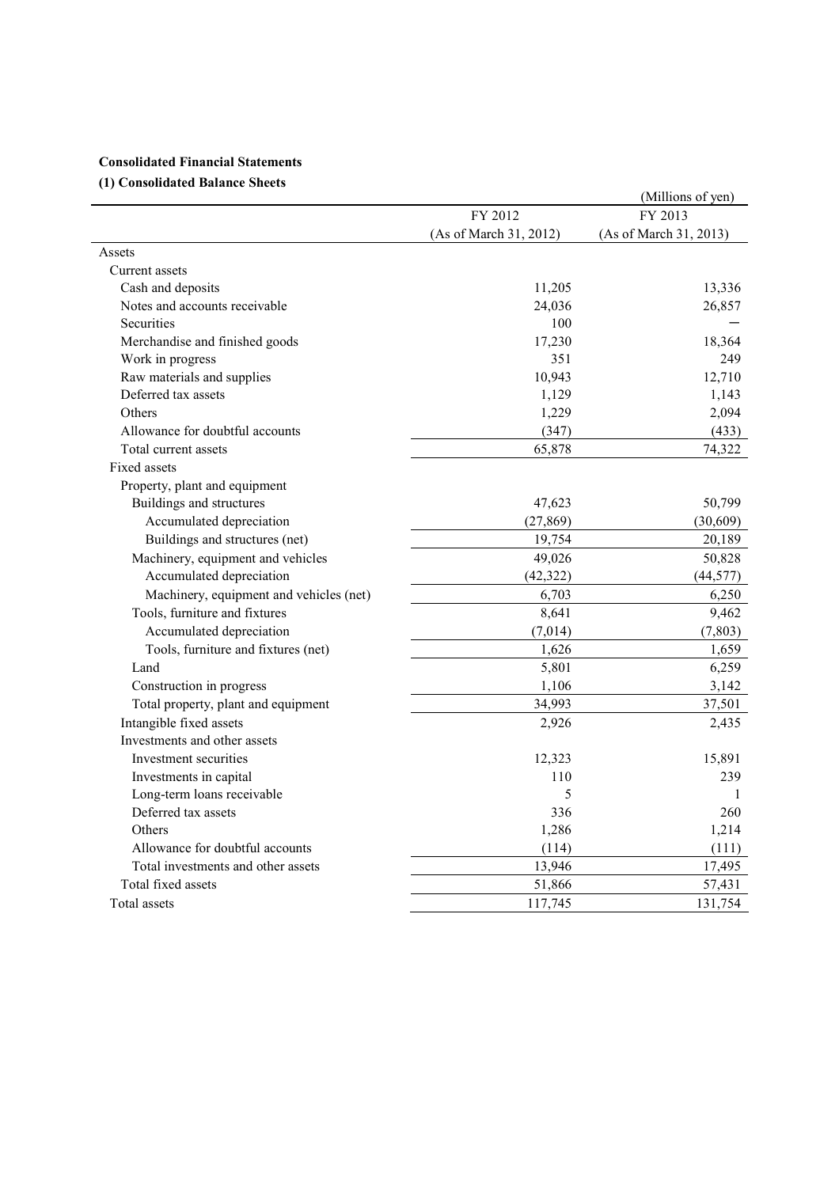**Consolidated Financial Statements**

**(1) Consolidated Balance Sheets**

(Millions of yen)

| | FY 2012 (As of March 31, 2012) | FY 2013 (As of March 31, 2013) |
|---|---|---|
| Assets | | |
| Current assets | | |
| Cash and deposits | 11,205 | 13,336 |
| Notes and accounts receivable | 24,036 | 26,857 |
| Securities | 100 | － |
| Merchandise and finished goods | 17,230 | 18,364 |
| Work in progress | 351 | 249 |
| Raw materials and supplies | 10,943 | 12,710 |
| Deferred tax assets | 1,129 | 1,143 |
| Others | 1,229 | 2,094 |
| Allowance for doubtful accounts | (347) | (433) |
| Total current assets | 65,878 | 74,322 |
| Fixed assets | | |
| Property, plant and equipment | | |
| Buildings and structures | 47,623 | 50,799 |
| Accumulated depreciation | (27,869) | (30,609) |
| Buildings and structures (net) | 19,754 | 20,189 |
| Machinery, equipment and vehicles | 49,026 | 50,828 |
| Accumulated depreciation | (42,322) | (44,577) |
| Machinery, equipment and vehicles (net) | 6,703 | 6,250 |
| Tools, furniture and fixtures | 8,641 | 9,462 |
| Accumulated depreciation | (7,014) | (7,803) |
| Tools, furniture and fixtures (net) | 1,626 | 1,659 |
| Land | 5,801 | 6,259 |
| Construction in progress | 1,106 | 3,142 |
| Total property, plant and equipment | 34,993 | 37,501 |
| Intangible fixed assets | 2,926 | 2,435 |
| Investments and other assets | | |
| Investment securities | 12,323 | 15,891 |
| Investments in capital | 110 | 239 |
| Long-term loans receivable | 5 | 1 |
| Deferred tax assets | 336 | 260 |
| Others | 1,286 | 1,214 |
| Allowance for doubtful accounts | (114) | (111) |
| Total investments and other assets | 13,946 | 17,495 |
| Total fixed assets | 51,866 | 57,431 |
| Total assets | 117,745 | 131,754 |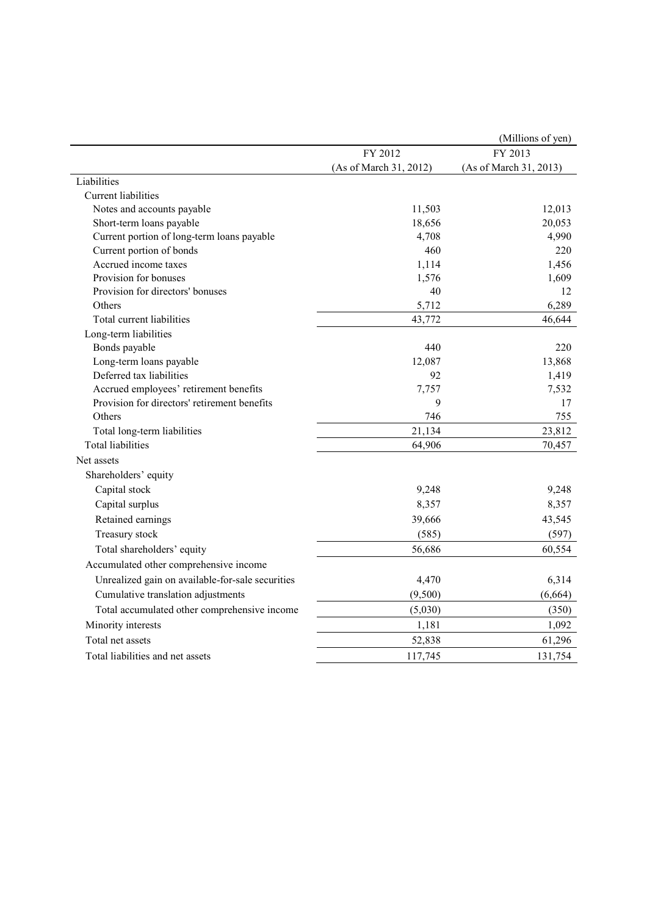(Millions of yen)

| | FY 2012 (As of March 31, 2012) | FY 2013 (As of March 31, 2013) |
|---|---|---|
| Liabilities | | |
| Current liabilities | | |
| Notes and accounts payable | 11,503 | 12,013 |
| Short-term loans payable | 18,656 | 20,053 |
| Current portion of long-term loans payable | 4,708 | 4,990 |
| Current portion of bonds | 460 | 220 |
| Accrued income taxes | 1,114 | 1,456 |
| Provision for bonuses | 1,576 | 1,609 |
| Provision for directors' bonuses | 40 | 12 |
| Others | 5,712 | 6,289 |
| Total current liabilities | 43,772 | 46,644 |
| Long-term liabilities | | |
| Bonds payable | 440 | 220 |
| Long-term loans payable | 12,087 | 13,868 |
| Deferred tax liabilities | 92 | 1,419 |
| Accrued employees' retirement benefits | 7,757 | 7,532 |
| Provision for directors' retirement benefits | 9 | 17 |
| Others | 746 | 755 |
| Total long-term liabilities | 21,134 | 23,812 |
| Total liabilities | 64,906 | 70,457 |
| Net assets | | |
| Shareholders' equity | | |
| Capital stock | 9,248 | 9,248 |
| Capital surplus | 8,357 | 8,357 |
| Retained earnings | 39,666 | 43,545 |
| Treasury stock | (585) | (597) |
| Total shareholders' equity | 56,686 | 60,554 |
| Accumulated other comprehensive income | | |
| Unrealized gain on available-for-sale securities | 4,470 | 6,314 |
| Cumulative translation adjustments | (9,500) | (6,664) |
| Total accumulated other comprehensive income | (5,030) | (350) |
| Minority interests | 1,181 | 1,092 |
| Total net assets | 52,838 | 61,296 |
| Total liabilities and net assets | 117,745 | 131,754 |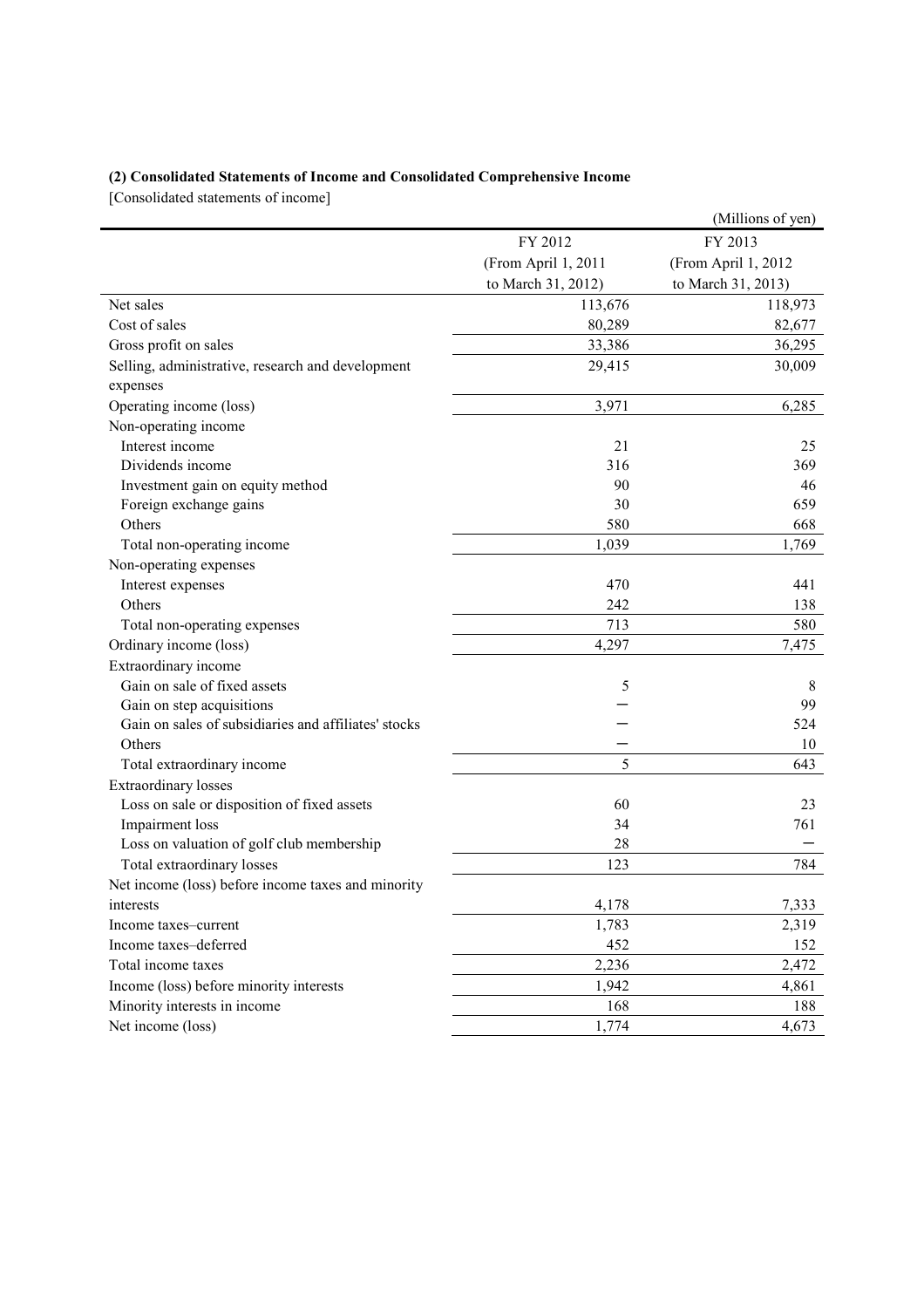**(2) Consolidated Statements of Income and Consolidated Comprehensive Income**

[Consolidated statements of income]

(Millions of yen)

| | FY 2012 (From April 1, 2011 to March 31, 2012) | FY 2013 (From April 1, 2012 to March 31, 2013) |
|---|---|---|
| Net sales | 113,676 | 118,973 |
| Cost of sales | 80,289 | 82,677 |
| Gross profit on sales | 33,386 | 36,295 |
| Selling, administrative, research and development expenses | 29,415 | 30,009 |
| Operating income (loss) | 3,971 | 6,285 |
| Non-operating income | | |
| Interest income | 21 | 25 |
| Dividends income | 316 | 369 |
| Investment gain on equity method | 90 | 46 |
| Foreign exchange gains | 30 | 659 |
| Others | 580 | 668 |
| Total non-operating income | 1,039 | 1,769 |
| Non-operating expenses | | |
| Interest expenses | 470 | 441 |
| Others | 242 | 138 |
| Total non-operating expenses | 713 | 580 |
| Ordinary income (loss) | 4,297 | 7,475 |
| Extraordinary income | | |
| Gain on sale of fixed assets | 5 | 8 |
| Gain on step acquisitions | － | 99 |
| Gain on sales of subsidiaries and affiliates' stocks | － | 524 |
| Others | － | 10 |
| Total extraordinary income | 5 | 643 |
| Extraordinary losses | | |
| Loss on sale or disposition of fixed assets | 60 | 23 |
| Impairment loss | 34 | 761 |
| Loss on valuation of golf club membership | 28 | － |
| Total extraordinary losses | 123 | 784 |
| Net income (loss) before income taxes and minority interests | 4,178 | 7,333 |
| Income taxes–current | 1,783 | 2,319 |
| Income taxes–deferred | 452 | 152 |
| Total income taxes | 2,236 | 2,472 |
| Income (loss) before minority interests | 1,942 | 4,861 |
| Minority interests in income | 168 | 188 |
| Net income (loss) | 1,774 | 4,673 |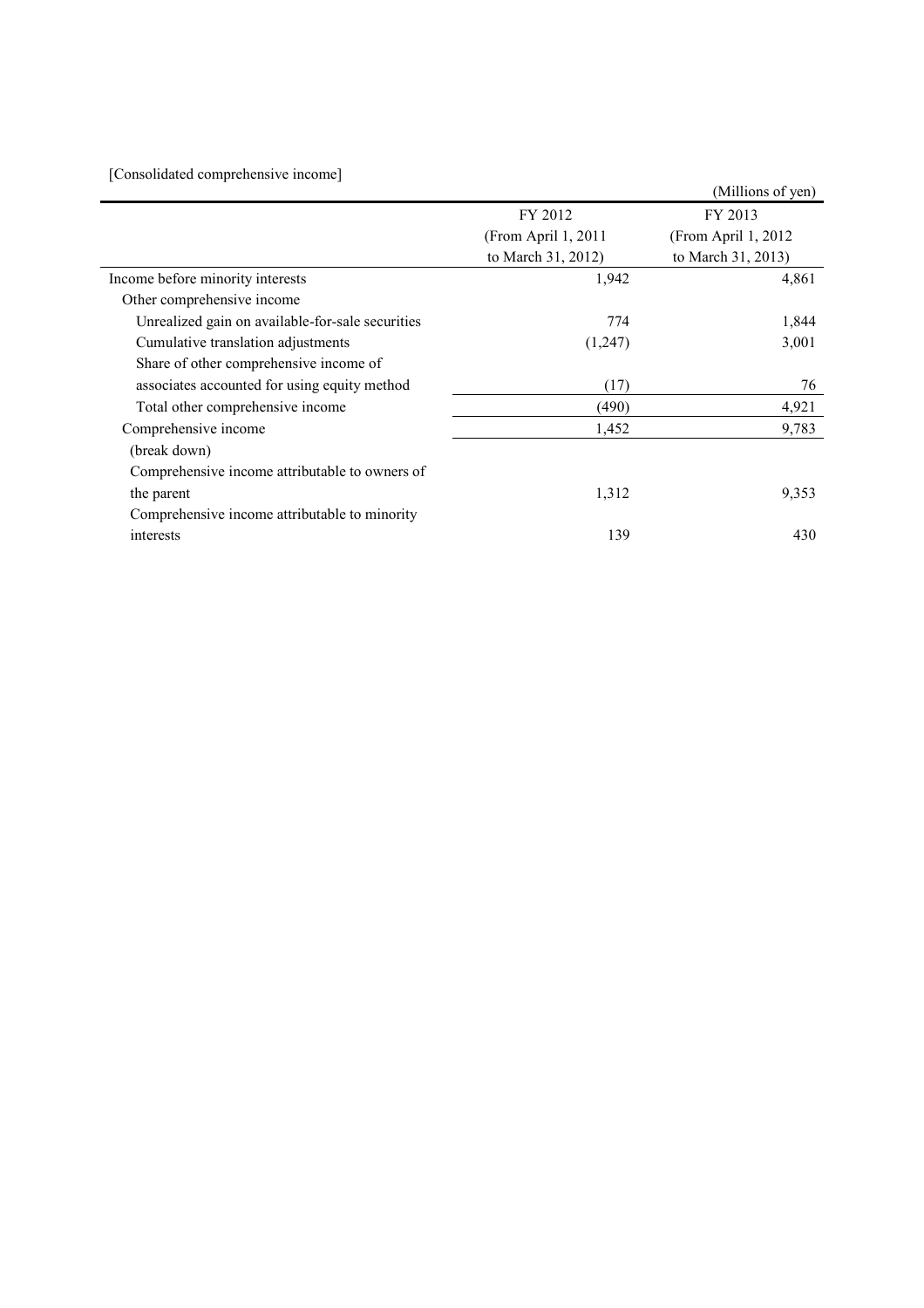[Consolidated comprehensive income]

(Millions of yen)

| | FY 2012 (From April 1, 2011 to March 31, 2012) | FY 2013 (From April 1, 2012 to March 31, 2013) |
|---|---|---|
| Income before minority interests | 1,942 | 4,861 |
| Other comprehensive income | | |
| Unrealized gain on available-for-sale securities | 774 | 1,844 |
| Cumulative translation adjustments | (1,247) | 3,001 |
| Share of other comprehensive income of associates accounted for using equity method | (17) | 76 |
| Total other comprehensive income | (490) | 4,921 |
| Comprehensive income | 1,452 | 9,783 |
| (break down) | | |
| Comprehensive income attributable to owners of the parent | 1,312 | 9,353 |
| Comprehensive income attributable to minority interests | 139 | 430 |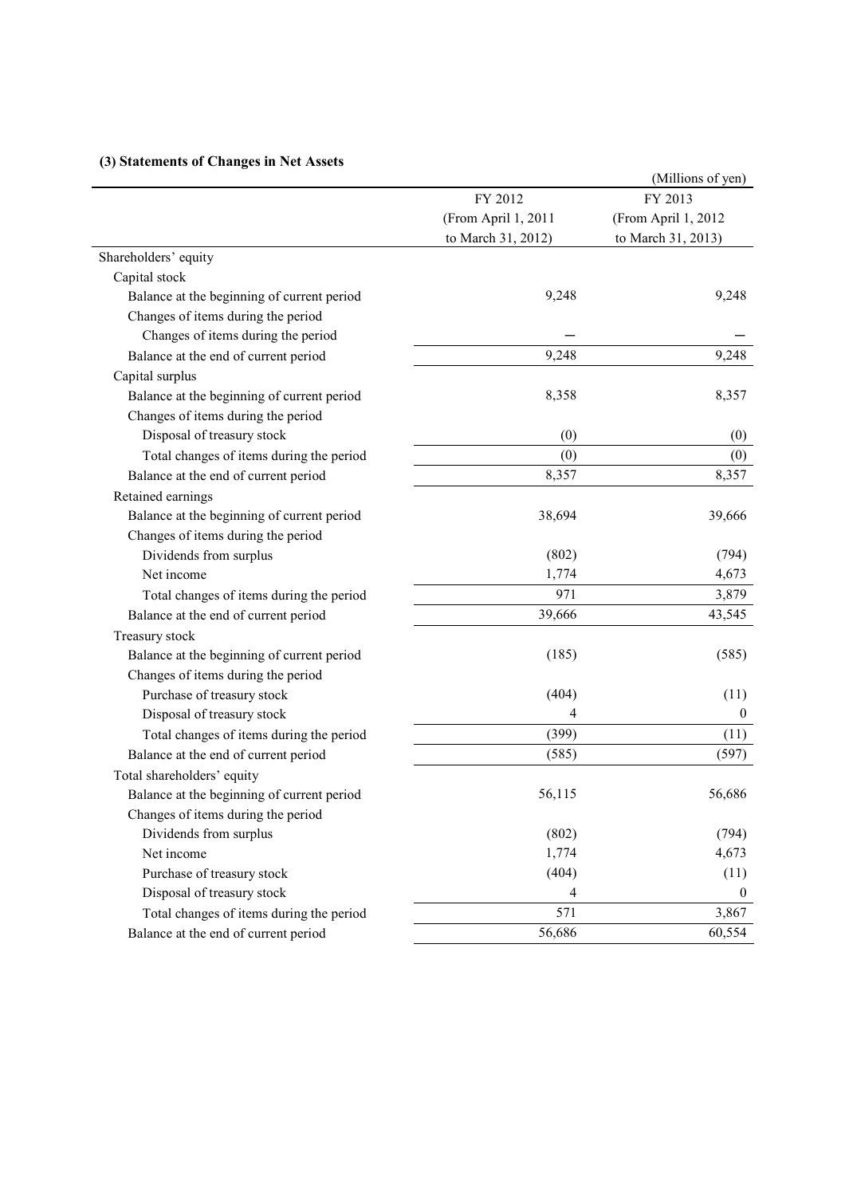### (3) Statements of Changes in Net Assets

(Millions of yen)

| | FY 2012 (From April 1, 2011 to March 31, 2012) | FY 2013 (From April 1, 2012 to March 31, 2013) |
|---|---|---|
| Shareholders' equity | | |
| Capital stock | | |
| Balance at the beginning of current period | 9,248 | 9,248 |
| Changes of items during the period | | |
| Changes of items during the period | ― | ― |
| Balance at the end of current period | 9,248 | 9,248 |
| Capital surplus | | |
| Balance at the beginning of current period | 8,358 | 8,357 |
| Changes of items during the period | | |
| Disposal of treasury stock | (0) | (0) |
| Total changes of items during the period | (0) | (0) |
| Balance at the end of current period | 8,357 | 8,357 |
| Retained earnings | | |
| Balance at the beginning of current period | 38,694 | 39,666 |
| Changes of items during the period | | |
| Dividends from surplus | (802) | (794) |
| Net income | 1,774 | 4,673 |
| Total changes of items during the period | 971 | 3,879 |
| Balance at the end of current period | 39,666 | 43,545 |
| Treasury stock | | |
| Balance at the beginning of current period | (185) | (585) |
| Changes of items during the period | | |
| Purchase of treasury stock | (404) | (11) |
| Disposal of treasury stock | 4 | 0 |
| Total changes of items during the period | (399) | (11) |
| Balance at the end of current period | (585) | (597) |
| Total shareholders' equity | | |
| Balance at the beginning of current period | 56,115 | 56,686 |
| Changes of items during the period | | |
| Dividends from surplus | (802) | (794) |
| Net income | 1,774 | 4,673 |
| Purchase of treasury stock | (404) | (11) |
| Disposal of treasury stock | 4 | 0 |
| Total changes of items during the period | 571 | 3,867 |
| Balance at the end of current period | 56,686 | 60,554 |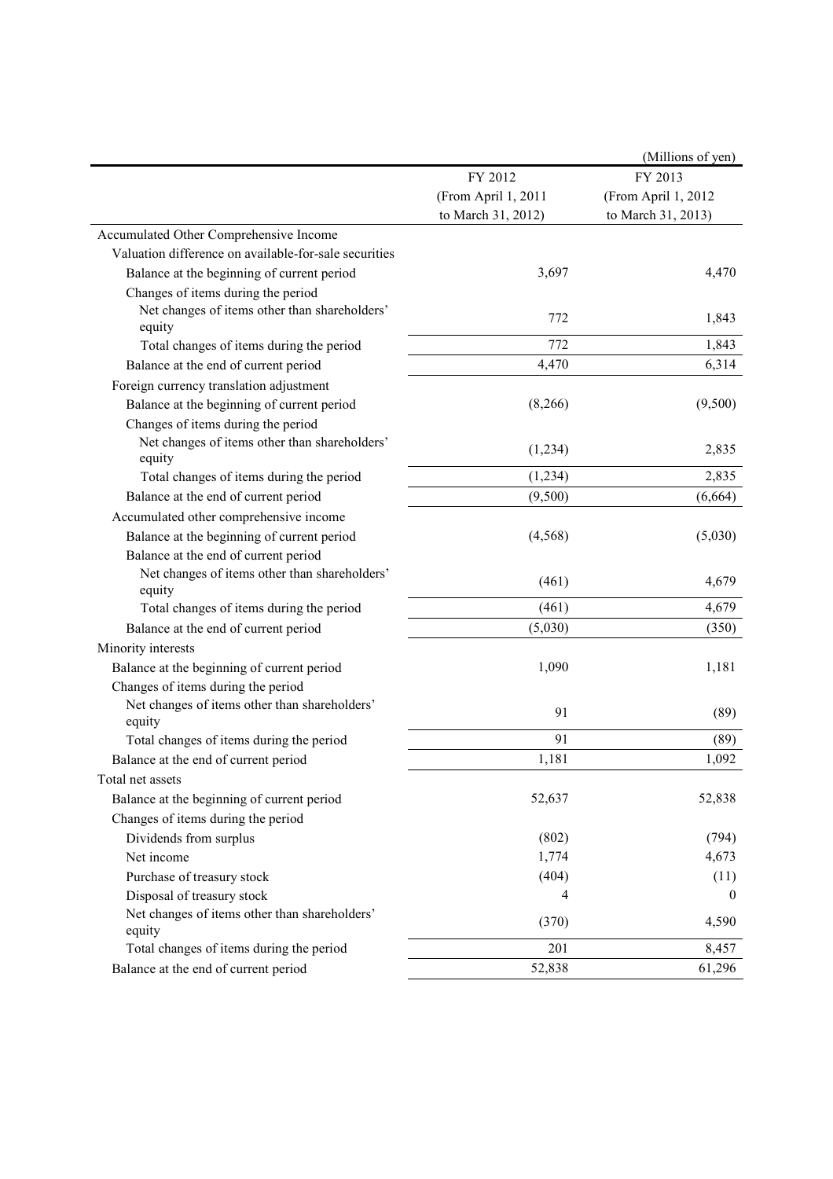(Millions of yen)

| | FY 2012 (From April 1, 2011 to March 31, 2012) | FY 2013 (From April 1, 2012 to March 31, 2013) |
|---|---|---|
| Accumulated Other Comprehensive Income | | |
| Valuation difference on available-for-sale securities | | |
| Balance at the beginning of current period | 3,697 | 4,470 |
| Changes of items during the period | | |
| Net changes of items other than shareholders' equity | 772 | 1,843 |
| Total changes of items during the period | 772 | 1,843 |
| Balance at the end of current period | 4,470 | 6,314 |
| Foreign currency translation adjustment | | |
| Balance at the beginning of current period | (8,266) | (9,500) |
| Changes of items during the period | | |
| Net changes of items other than shareholders' equity | (1,234) | 2,835 |
| Total changes of items during the period | (1,234) | 2,835 |
| Balance at the end of current period | (9,500) | (6,664) |
| Accumulated other comprehensive income | | |
| Balance at the beginning of current period | (4,568) | (5,030) |
| Balance at the end of current period | | |
| Net changes of items other than shareholders' equity | (461) | 4,679 |
| Total changes of items during the period | (461) | 4,679 |
| Balance at the end of current period | (5,030) | (350) |
| Minority interests | | |
| Balance at the beginning of current period | 1,090 | 1,181 |
| Changes of items during the period | | |
| Net changes of items other than shareholders' equity | 91 | (89) |
| Total changes of items during the period | 91 | (89) |
| Balance at the end of current period | 1,181 | 1,092 |
| Total net assets | | |
| Balance at the beginning of current period | 52,637 | 52,838 |
| Changes of items during the period | | |
| Dividends from surplus | (802) | (794) |
| Net income | 1,774 | 4,673 |
| Purchase of treasury stock | (404) | (11) |
| Disposal of treasury stock | 4 | 0 |
| Net changes of items other than shareholders' equity | (370) | 4,590 |
| Total changes of items during the period | 201 | 8,457 |
| Balance at the end of current period | 52,838 | 61,296 |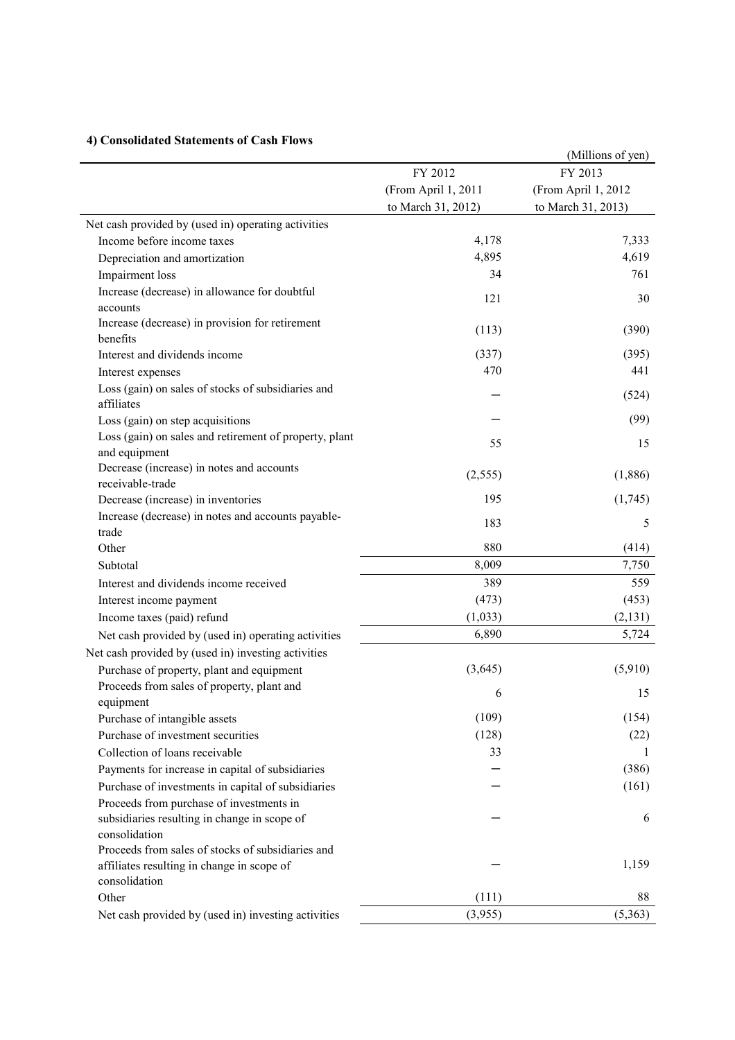#### 4) Consolidated Statements of Cash Flows

(Millions of yen)

| | FY 2012 (From April 1, 2011 to March 31, 2012) | FY 2013 (From April 1, 2012 to March 31, 2013) |
|---|---|---|
| Net cash provided by (used in) operating activities | | |
| Income before income taxes | 4,178 | 7,333 |
| Depreciation and amortization | 4,895 | 4,619 |
| Impairment loss | 34 | 761 |
| Increase (decrease) in allowance for doubtful accounts | 121 | 30 |
| Increase (decrease) in provision for retirement benefits | (113) | (390) |
| Interest and dividends income | (337) | (395) |
| Interest expenses | 470 | 441 |
| Loss (gain) on sales of stocks of subsidiaries and affiliates | — | (524) |
| Loss (gain) on step acquisitions | — | (99) |
| Loss (gain) on sales and retirement of property, plant and equipment | 55 | 15 |
| Decrease (increase) in notes and accounts receivable-trade | (2,555) | (1,886) |
| Decrease (increase) in inventories | 195 | (1,745) |
| Increase (decrease) in notes and accounts payable-trade | 183 | 5 |
| Other | 880 | (414) |
| Subtotal | 8,009 | 7,750 |
| Interest and dividends income received | 389 | 559 |
| Interest income payment | (473) | (453) |
| Income taxes (paid) refund | (1,033) | (2,131) |
| Net cash provided by (used in) operating activities | 6,890 | 5,724 |
| Net cash provided by (used in) investing activities | | |
| Purchase of property, plant and equipment | (3,645) | (5,910) |
| Proceeds from sales of property, plant and equipment | 6 | 15 |
| Purchase of intangible assets | (109) | (154) |
| Purchase of investment securities | (128) | (22) |
| Collection of loans receivable | 33 | 1 |
| Payments for increase in capital of subsidiaries | — | (386) |
| Purchase of investments in capital of subsidiaries | — | (161) |
| Proceeds from purchase of investments in subsidiaries resulting in change in scope of consolidation | — | 6 |
| Proceeds from sales of stocks of subsidiaries and affiliates resulting in change in scope of consolidation | — | 1,159 |
| Other | (111) | 88 |
| Net cash provided by (used in) investing activities | (3,955) | (5,363) |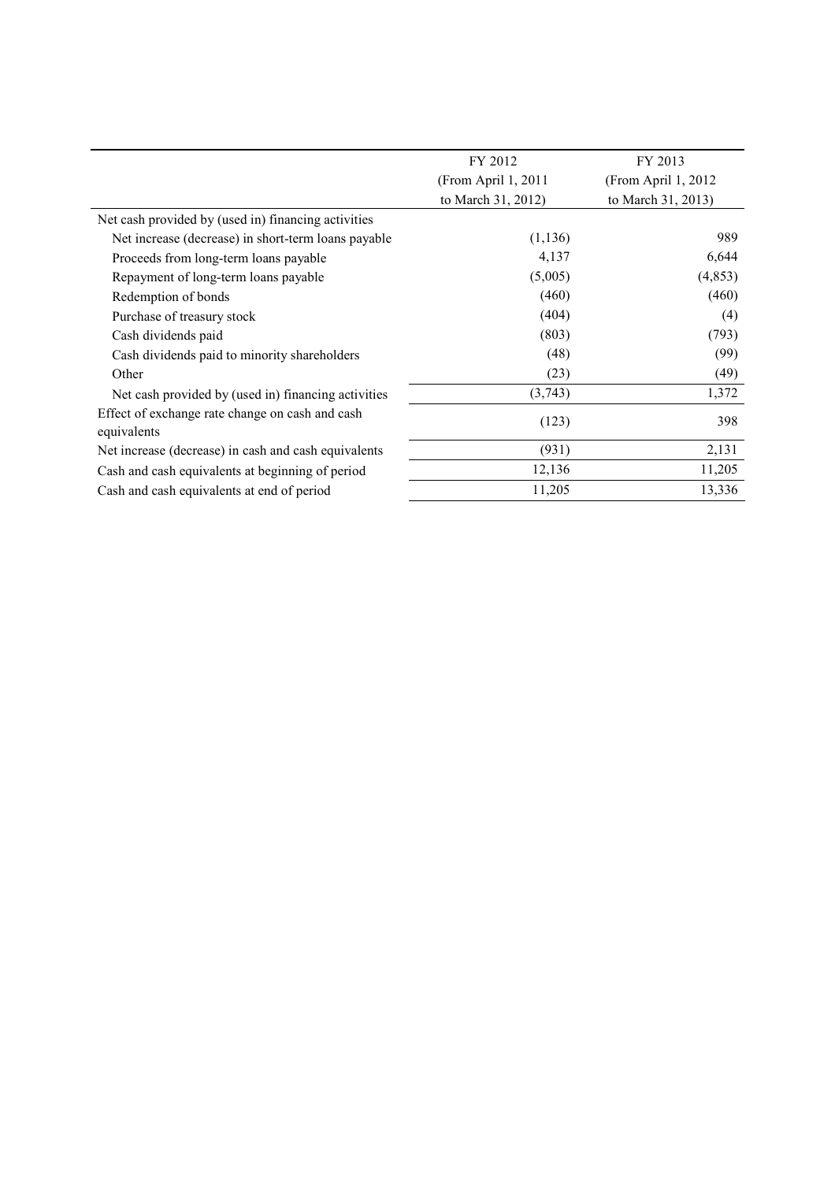| | FY 2012 (From April 1, 2011 to March 31, 2012) | FY 2013 (From April 1, 2012 to March 31, 2013) |
|---|---|---|
| Net cash provided by (used in) financing activities | | |
| Net increase (decrease) in short-term loans payable | (1,136) | 989 |
| Proceeds from long-term loans payable | 4,137 | 6,644 |
| Repayment of long-term loans payable | (5,005) | (4,853) |
| Redemption of bonds | (460) | (460) |
| Purchase of treasury stock | (404) | (4) |
| Cash dividends paid | (803) | (793) |
| Cash dividends paid to minority shareholders | (48) | (99) |
| Other | (23) | (49) |
| Net cash provided by (used in) financing activities | (3,743) | 1,372 |
| Effect of exchange rate change on cash and cash equivalents | (123) | 398 |
| Net increase (decrease) in cash and cash equivalents | (931) | 2,131 |
| Cash and cash equivalents at beginning of period | 12,136 | 11,205 |
| Cash and cash equivalents at end of period | 11,205 | 13,336 |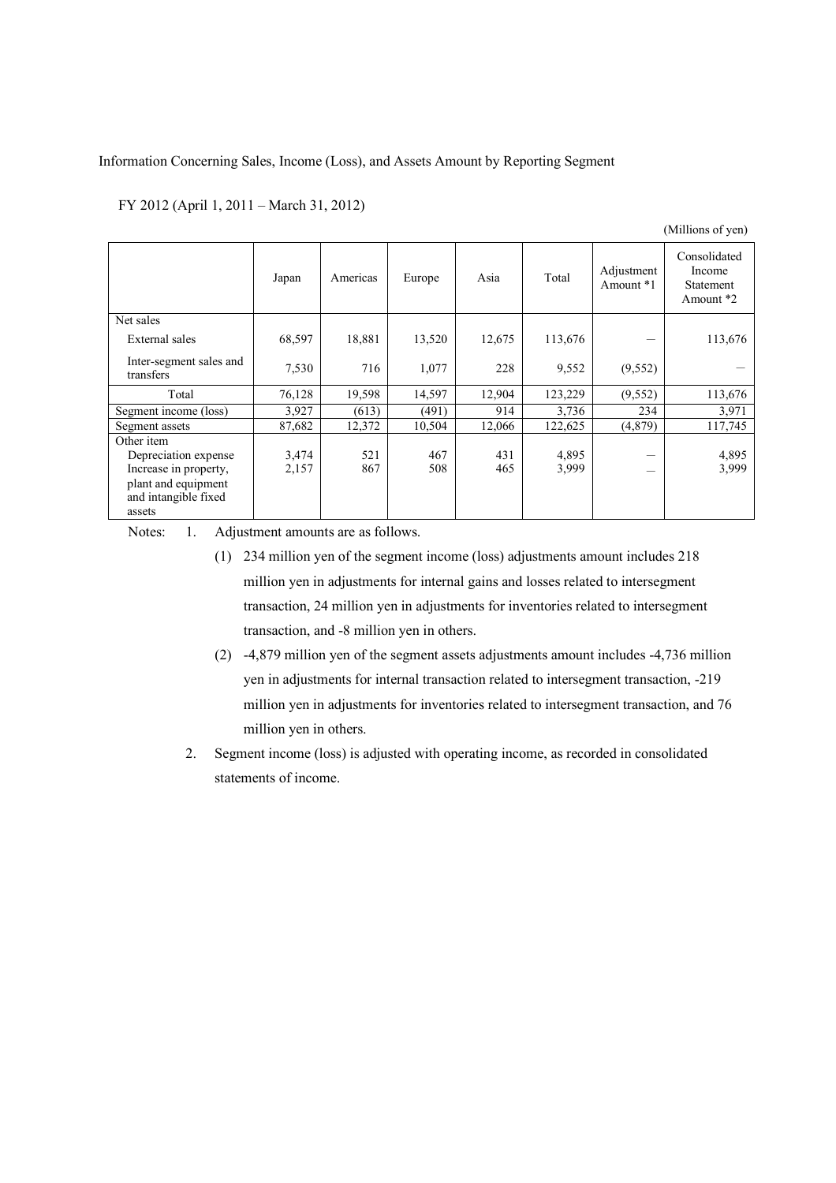Information Concerning Sales, Income (Loss), and Assets Amount by Reporting Segment

FY 2012 (April 1, 2011 – March 31, 2012)

(Millions of yen)

| | Japan | Americas | Europe | Asia | Total | Adjustment Amount *1 | Consolidated Income Statement Amount *2 |
|---|---|---|---|---|---|---|---|
| Net sales | | | | | | | |
| External sales | 68,597 | 18,881 | 13,520 | 12,675 | 113,676 | — | 113,676 |
| Inter-segment sales and transfers | 7,530 | 716 | 1,077 | 228 | 9,552 | (9,552) | — |
| Total | 76,128 | 19,598 | 14,597 | 12,904 | 123,229 | (9,552) | 113,676 |
| Segment income (loss) | 3,927 | (613) | (491) | 914 | 3,736 | 234 | 3,971 |
| Segment assets | 87,682 | 12,372 | 10,504 | 12,066 | 122,625 | (4,879) | 117,745 |
| Other item | | | | | | | |
| Depreciation expense | 3,474 | 521 | 467 | 431 | 4,895 | — | 4,895 |
| Increase in property, plant and equipment and intangible fixed assets | 2,157 | 867 | 508 | 465 | 3,999 | — | 3,999 |

Notes:

1. Adjustment amounts are as follows.
   (1) 234 million yen of the segment income (loss) adjustments amount includes 218 million yen in adjustments for internal gains and losses related to intersegment transaction, 24 million yen in adjustments for inventories related to intersegment transaction, and -8 million yen in others.
   (2) -4,879 million yen of the segment assets adjustments amount includes -4,736 million yen in adjustments for internal transaction related to intersegment transaction, -219 million yen in adjustments for inventories related to intersegment transaction, and 76 million yen in others.
2. Segment income (loss) is adjusted with operating income, as recorded in consolidated statements of income.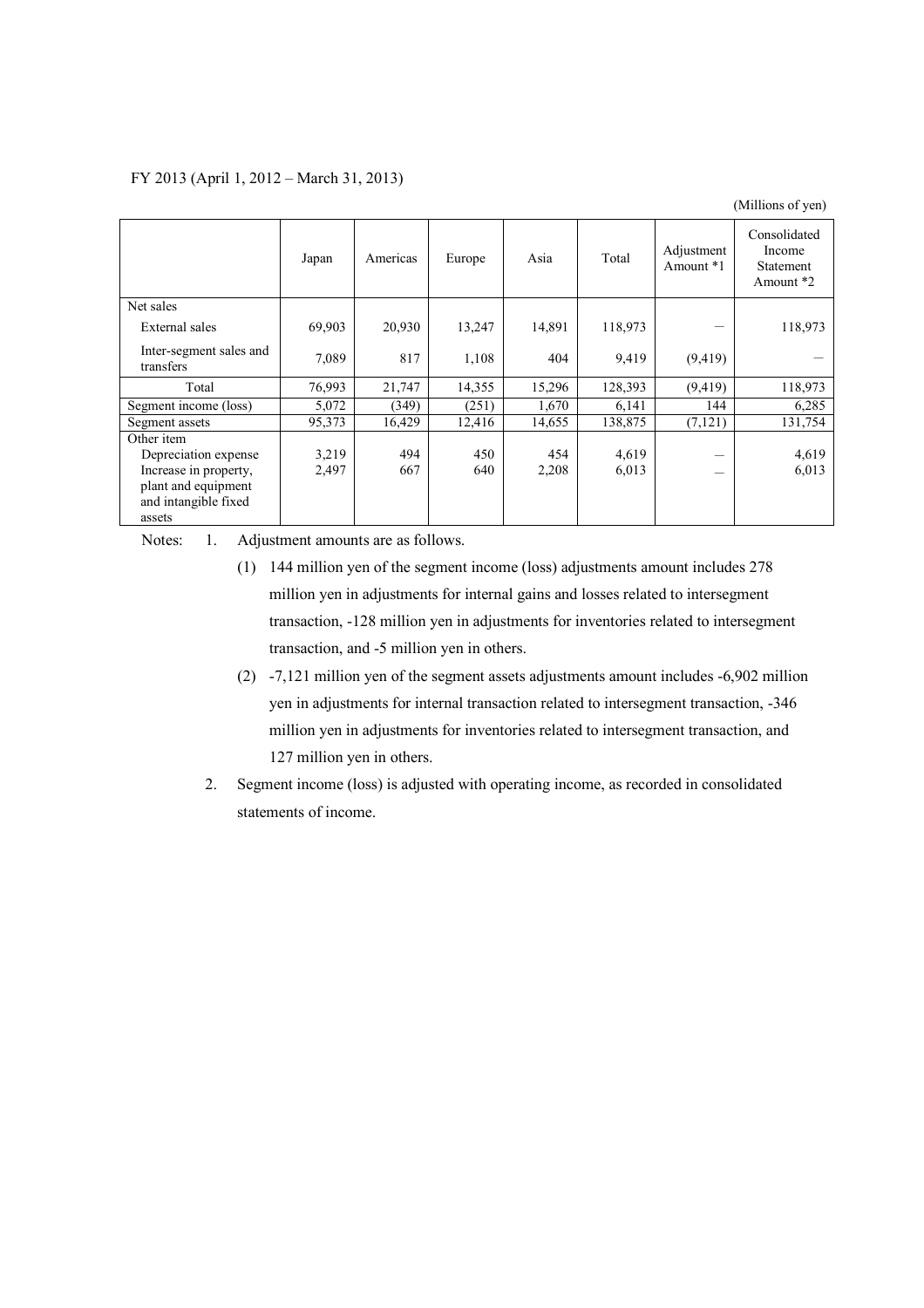FY 2013 (April 1, 2012 – March 31, 2013)

(Millions of yen)

| | Japan | Americas | Europe | Asia | Total | Adjustment Amount *1 | Consolidated Income Statement Amount *2 |
|---|---|---|---|---|---|---|---|
| Net sales | | | | | | | |
| External sales | 69,903 | 20,930 | 13,247 | 14,891 | 118,973 | — | 118,973 |
| Inter-segment sales and transfers | 7,089 | 817 | 1,108 | 404 | 9,419 | (9,419) | — |
| Total | 76,993 | 21,747 | 14,355 | 15,296 | 128,393 | (9,419) | 118,973 |
| Segment income (loss) | 5,072 | (349) | (251) | 1,670 | 6,141 | 144 | 6,285 |
| Segment assets | 95,373 | 16,429 | 12,416 | 14,655 | 138,875 | (7,121) | 131,754 |
| Other item | | | | | | | |
| Depreciation expense | 3,219 | 494 | 450 | 454 | 4,619 | — | 4,619 |
| Increase in property, plant and equipment and intangible fixed assets | 2,497 | 667 | 640 | 2,208 | 6,013 | — | 6,013 |

Notes:

1. Adjustment amounts are as follows.
   (1) 144 million yen of the segment income (loss) adjustments amount includes 278 million yen in adjustments for internal gains and losses related to intersegment transaction, -128 million yen in adjustments for inventories related to intersegment transaction, and -5 million yen in others.
   (2) -7,121 million yen of the segment assets adjustments amount includes -6,902 million yen in adjustments for internal transaction related to intersegment transaction, -346 million yen in adjustments for inventories related to intersegment transaction, and 127 million yen in others.
2. Segment income (loss) is adjusted with operating income, as recorded in consolidated statements of income.